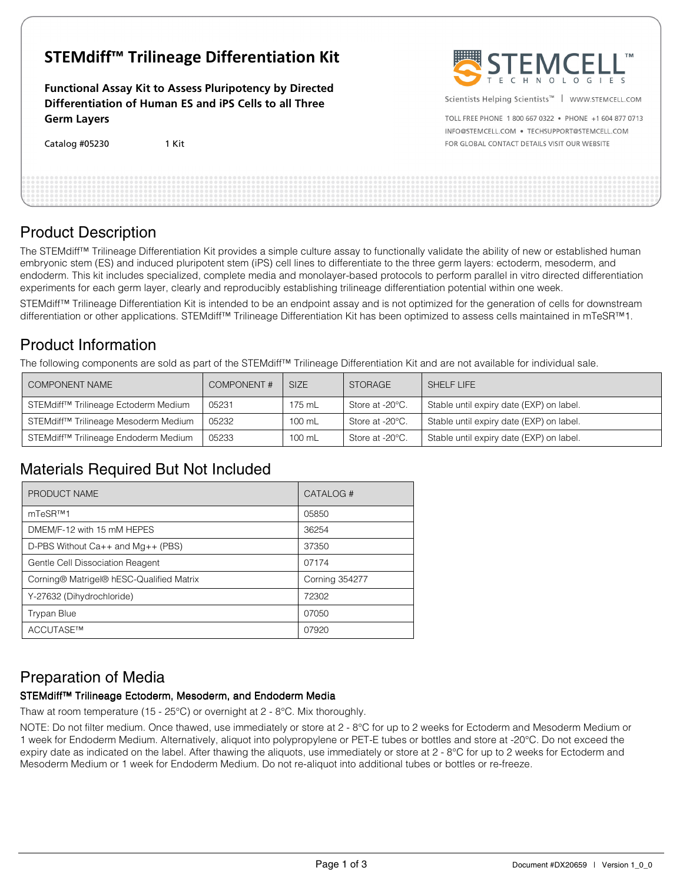# STEMdiff™ Trilineage Differentiation Kit

**Functional Assay Kit to Assess Pluripotency by Directed Differentiation of Human ES and iPS Cells to all Three Germ Layers**

Catalog #05230 1 Kit

STEMCELL TECHNOLOGIES

Scientists Helping Scientists™ | WWW.STEMCELL.COM

TOLL FREE PHONE 1 800 667 0322 • PHONE +1 604 877 0713
INFO@STEMCELL.COM • TECHSUPPORT@STEMCELL.COM
FOR GLOBAL CONTACT DETAILS VISIT OUR WEBSITE

## Product Description

The STEMdiff™ Trilineage Differentiation Kit provides a simple culture assay to functionally validate the ability of new or established human embryonic stem (ES) and induced pluripotent stem (iPS) cell lines to differentiate to the three germ layers: ectoderm, mesoderm, and endoderm. This kit includes specialized, complete media and monolayer-based protocols to perform parallel in vitro directed differentiation experiments for each germ layer, clearly and reproducibly establishing trilineage differentiation potential within one week.

STEMdiff™ Trilineage Differentiation Kit is intended to be an endpoint assay and is not optimized for the generation of cells for downstream differentiation or other applications. STEMdiff™ Trilineage Differentiation Kit has been optimized to assess cells maintained in mTeSR™1.

## Product Information

The following components are sold as part of the STEMdiff™ Trilineage Differentiation Kit and are not available for individual sale.

| COMPONENT NAME | COMPONENT # | SIZE | STORAGE | SHELF LIFE |
|---|---|---|---|---|
| STEMdiff™ Trilineage Ectoderm Medium | 05231 | 175 mL | Store at -20°C. | Stable until expiry date (EXP) on label. |
| STEMdiff™ Trilineage Mesoderm Medium | 05232 | 100 mL | Store at -20°C. | Stable until expiry date (EXP) on label. |
| STEMdiff™ Trilineage Endoderm Medium | 05233 | 100 mL | Store at -20°C. | Stable until expiry date (EXP) on label. |

## Materials Required But Not Included

| PRODUCT NAME | CATALOG # |
|---|---|
| mTeSR™1 | 05850 |
| DMEM/F-12 with 15 mM HEPES | 36254 |
| D-PBS Without Ca++ and Mg++ (PBS) | 37350 |
| Gentle Cell Dissociation Reagent | 07174 |
| Corning® Matrigel® hESC-Qualified Matrix | Corning 354277 |
| Y-27632 (Dihydrochloride) | 72302 |
| Trypan Blue | 07050 |
| ACCUTASE™ | 07920 |

## Preparation of Media

### STEMdiff™ Trilineage Ectoderm, Mesoderm, and Endoderm Media

Thaw at room temperature (15 - 25°C) or overnight at 2 - 8°C. Mix thoroughly.

NOTE: Do not filter medium. Once thawed, use immediately or store at 2 - 8°C for up to 2 weeks for Ectoderm and Mesoderm Medium or 1 week for Endoderm Medium. Alternatively, aliquot into polypropylene or PET-E tubes or bottles and store at -20°C. Do not exceed the expiry date as indicated on the label. After thawing the aliquots, use immediately or store at 2 - 8°C for up to 2 weeks for Ectoderm and Mesoderm Medium or 1 week for Endoderm Medium. Do not re-aliquot into additional tubes or bottles or re-freeze.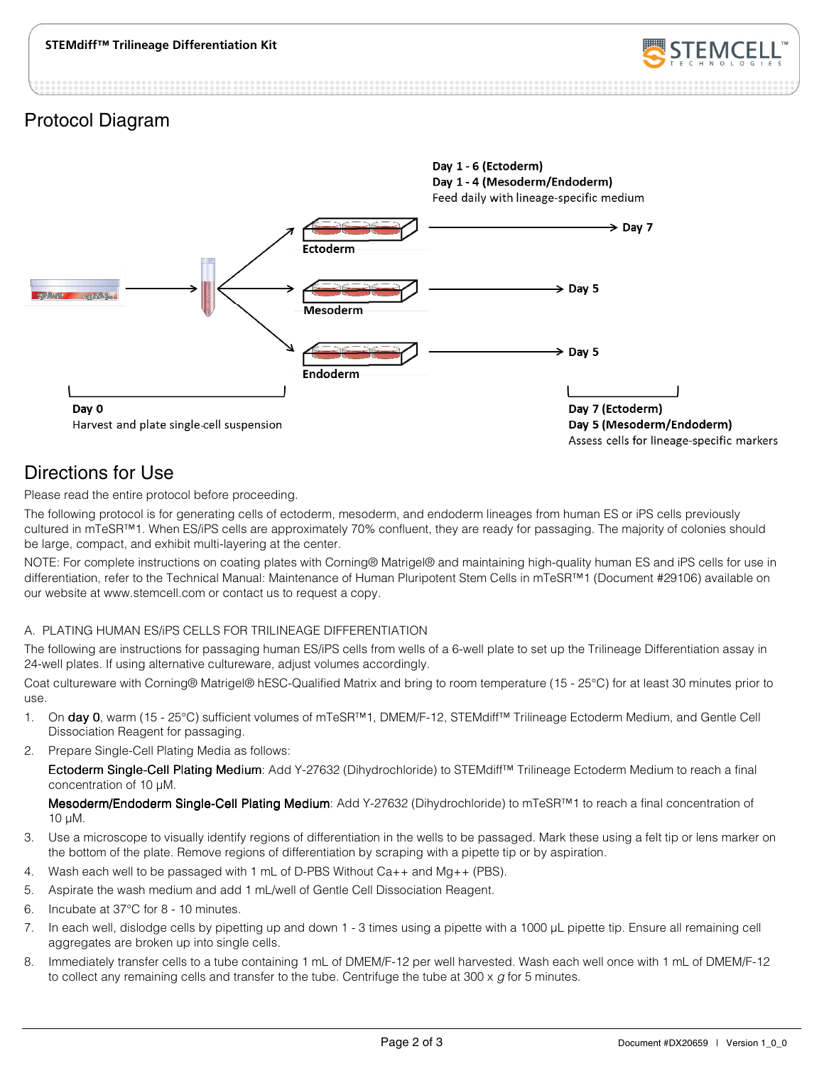## Protocol Diagram

Day 1 - 6 (Ectoderm)
Day 1 - 4 (Mesoderm/Endoderm)
Feed daily with lineage-specific medium

Ectoderm → Day 7

Mesoderm → Day 5

Endoderm → Day 5

**Day 0**
Harvest and plate single-cell suspension

**Day 7 (Ectoderm)**
**Day 5 (Mesoderm/Endoderm)**
Assess cells for lineage-specific markers

## Directions for Use

Please read the entire protocol before proceeding.

The following protocol is for generating cells of ectoderm, mesoderm, and endoderm lineages from human ES or iPS cells previously cultured in mTeSR™1. When ES/iPS cells are approximately 70% confluent, they are ready for passaging. The majority of colonies should be large, compact, and exhibit multi-layering at the center.

NOTE: For complete instructions on coating plates with Corning® Matrigel® and maintaining high-quality human ES and iPS cells for use in differentiation, refer to the Technical Manual: Maintenance of Human Pluripotent Stem Cells in mTeSR™1 (Document #29106) available on our website at www.stemcell.com or contact us to request a copy.

### A. PLATING HUMAN ES/iPS CELLS FOR TRILINEAGE DIFFERENTIATION

The following are instructions for passaging human ES/iPS cells from wells of a 6-well plate to set up the Trilineage Differentiation assay in 24-well plates. If using alternative cultureware, adjust volumes accordingly.

Coat cultureware with Corning® Matrigel® hESC-Qualified Matrix and bring to room temperature (15 - 25°C) for at least 30 minutes prior to use.

1. On **day 0**, warm (15 - 25°C) sufficient volumes of mTeSR™1, DMEM/F-12, STEMdiff™ Trilineage Ectoderm Medium, and Gentle Cell Dissociation Reagent for passaging.
2. Prepare Single-Cell Plating Media as follows:

   Ectoderm Single-Cell Plating Medium: Add Y-27632 (Dihydrochloride) to STEMdiff™ Trilineage Ectoderm Medium to reach a final concentration of 10 µM.

   Mesoderm/Endoderm Single-Cell Plating Medium: Add Y-27632 (Dihydrochloride) to mTeSR™1 to reach a final concentration of 10 µM.
3. Use a microscope to visually identify regions of differentiation in the wells to be passaged. Mark these using a felt tip or lens marker on the bottom of the plate. Remove regions of differentiation by scraping with a pipette tip or by aspiration.
4. Wash each well to be passaged with 1 mL of D-PBS Without Ca++ and Mg++ (PBS).
5. Aspirate the wash medium and add 1 mL/well of Gentle Cell Dissociation Reagent.
6. Incubate at 37°C for 8 - 10 minutes.
7. In each well, dislodge cells by pipetting up and down 1 - 3 times using a pipette with a 1000 µL pipette tip. Ensure all remaining cell aggregates are broken up into single cells.
8. Immediately transfer cells to a tube containing 1 mL of DMEM/F-12 per well harvested. Wash each well once with 1 mL of DMEM/F-12 to collect any remaining cells and transfer to the tube. Centrifuge the tube at 300 x *g* for 5 minutes.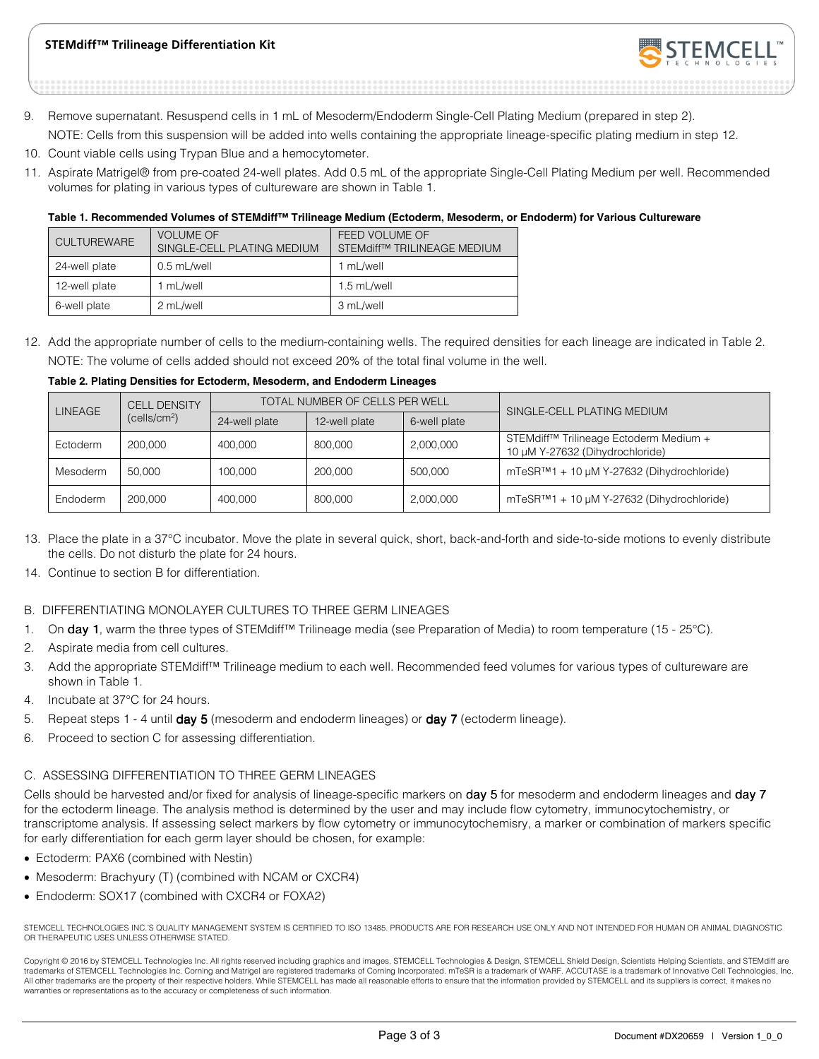9. Remove supernatant. Resuspend cells in 1 mL of Mesoderm/Endoderm Single-Cell Plating Medium (prepared in step 2).

   NOTE: Cells from this suspension will be added into wells containing the appropriate lineage-specific plating medium in step 12.
10. Count viable cells using Trypan Blue and a hemocytometer.
11. Aspirate Matrigel® from pre-coated 24-well plates. Add 0.5 mL of the appropriate Single-Cell Plating Medium per well. Recommended volumes for plating in various types of cultureware are shown in Table 1.

**Table 1. Recommended Volumes of STEMdiff™ Trilineage Medium (Ectoderm, Mesoderm, or Endoderm) for Various Cultureware**

| CULTUREWARE | VOLUME OF SINGLE-CELL PLATING MEDIUM | FEED VOLUME OF STEMdiff™ TRILINEAGE MEDIUM |
|---|---|---|
| 24-well plate | 0.5 mL/well | 1 mL/well |
| 12-well plate | 1 mL/well | 1.5 mL/well |
| 6-well plate | 2 mL/well | 3 mL/well |

12. Add the appropriate number of cells to the medium-containing wells. The required densities for each lineage are indicated in Table 2.

    NOTE: The volume of cells added should not exceed 20% of the total final volume in the well.

**Table 2. Plating Densities for Ectoderm, Mesoderm, and Endoderm Lineages**

| LINEAGE | CELL DENSITY (cells/cm$^2$) | TOTAL NUMBER OF CELLS PER WELL | | | SINGLE-CELL PLATING MEDIUM |
|---|---|---|---|---|---|
| | | 24-well plate | 12-well plate | 6-well plate | |
| Ectoderm | 200,000 | 400,000 | 800,000 | 2,000,000 | STEMdiff™ Trilineage Ectoderm Medium + 10 µM Y-27632 (Dihydrochloride) |
| Mesoderm | 50,000 | 100,000 | 200,000 | 500,000 | mTeSR™1 + 10 µM Y-27632 (Dihydrochloride) |
| Endoderm | 200,000 | 400,000 | 800,000 | 2,000,000 | mTeSR™1 + 10 µM Y-27632 (Dihydrochloride) |

13. Place the plate in a 37°C incubator. Move the plate in several quick, short, back-and-forth and side-to-side motions to evenly distribute the cells. Do not disturb the plate for 24 hours.
14. Continue to section B for differentiation.

## B. DIFFERENTIATING MONOLAYER CULTURES TO THREE GERM LINEAGES

1. On **day 1**, warm the three types of STEMdiff™ Trilineage media (see Preparation of Media) to room temperature (15 - 25°C).
2. Aspirate media from cell cultures.
3. Add the appropriate STEMdiff™ Trilineage medium to each well. Recommended feed volumes for various types of cultureware are shown in Table 1.
4. Incubate at 37°C for 24 hours.
5. Repeat steps 1 - 4 until **day 5** (mesoderm and endoderm lineages) or **day 7** (ectoderm lineage).
6. Proceed to section C for assessing differentiation.

## C. ASSESSING DIFFERENTIATION TO THREE GERM LINEAGES

Cells should be harvested and/or fixed for analysis of lineage-specific markers on **day 5** for mesoderm and endoderm lineages and **day 7** for the ectoderm lineage. The analysis method is determined by the user and may include flow cytometry, immunocytochemistry, or transcriptome analysis. If assessing select markers by flow cytometry or immunocytochemisry, a marker or combination of markers specific for early differentiation for each germ layer should be chosen, for example:

- Ectoderm: PAX6 (combined with Nestin)
- Mesoderm: Brachyury (T) (combined with NCAM or CXCR4)
- Endoderm: SOX17 (combined with CXCR4 or FOXA2)

STEMCELL TECHNOLOGIES INC.'S QUALITY MANAGEMENT SYSTEM IS CERTIFIED TO ISO 13485. PRODUCTS ARE FOR RESEARCH USE ONLY AND NOT INTENDED FOR HUMAN OR ANIMAL DIAGNOSTIC OR THERAPEUTIC USES UNLESS OTHERWISE STATED.

Copyright © 2016 by STEMCELL Technologies Inc. All rights reserved including graphics and images. STEMCELL Technologies & Design, STEMCELL Shield Design, Scientists Helping Scientists, and STEMdiff are trademarks of STEMCELL Technologies Inc. Corning and Matrigel are registered trademarks of Corning Incorporated. mTeSR is a trademark of WARF. ACCUTASE is a trademark of Innovative Cell Technologies, Inc. All other trademarks are the property of their respective holders. While STEMCELL has made all reasonable efforts to ensure that the information provided by STEMCELL and its suppliers is correct, it makes no warranties or representations as to the accuracy or completeness of such information.

Document #DX20659 | Version 1_0_0